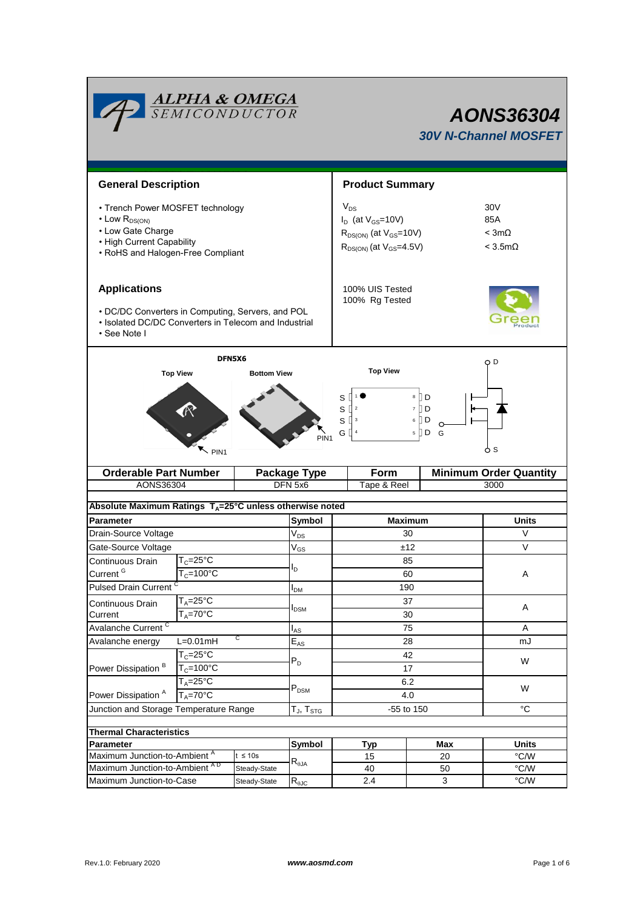# AONS36304

### 30V N-Channel MOSFET

## General Description

- Trench Power MOSFET technology
- Low $R_{DS(ON)}$
- Low Gate Charge
- High Current Capability
- RoHS and Halogen-Free Compliant

## Product Summary

| | |
|---|---|
| $V_{DS}$ | 30V |
| $I_D$ (at $V_{GS}$=10V) | 85A |
| $R_{DS(ON)}$ (at $V_{GS}$=10V) | < 3mΩ |
| $R_{DS(ON)}$ (at $V_{GS}$=4.5V) | < 3.5mΩ |

100% UIS Tested
100% Rg Tested

## Applications

- DC/DC Converters in Computing, Servers, and POL
- Isolated DC/DC Converters in Telecom and Industrial
- See Note I

DFN5X6

Top View | Bottom View | Top View

PIN1

S 1 | 8 D
S 2 | 7 D
S 3 | 6 D
G 4 | 5 D

D, G, S

| Orderable Part Number | Package Type | Form | Minimum Order Quantity |
|---|---|---|---|
| AONS36304 | DFN 5x6 | Tape & Reel | 3000 |

**Absolute Maximum Ratings $T_A$=25°C unless otherwise noted**

| Parameter | | Symbol | Maximum | Units |
|---|---|---|---|---|
| Drain-Source Voltage | | $V_{DS}$ | 30 | V |
| Gate-Source Voltage | | $V_{GS}$ | ±12 | V |
| Continuous Drain Current [G] | $T_C$=25°C | $I_D$ | 85 | A |
| | $T_C$=100°C | | 60 | |
| Pulsed Drain Current [C] | | $I_{DM}$ | 190 | |
| Continuous Drain Current | $T_A$=25°C | $I_{DSM}$ | 37 | A |
| | $T_A$=70°C | | 30 | |
| Avalanche Current [C] | | $I_{AS}$ | 75 | A |
| Avalanche energy | L=0.01mH [C] | $E_{AS}$ | 28 | mJ |
| Power Dissipation [B] | $T_C$=25°C | $P_D$ | 42 | W |
| | $T_C$=100°C | | 17 | |
| Power Dissipation [A] | $T_A$=25°C | $P_{DSM}$ | 6.2 | W |
| | $T_A$=70°C | | 4.0 | |
| Junction and Storage Temperature Range | | $T_J$, $T_{STG}$ | -55 to 150 | °C |

**Thermal Characteristics**

| Parameter | | Symbol | Typ | Max | Units |
|---|---|---|---|---|---|
| Maximum Junction-to-Ambient [A] | t ≤ 10s | $R_{\theta JA}$ | 15 | 20 | °C/W |
| Maximum Junction-to-Ambient [A D] | Steady-State | | 40 | 50 | °C/W |
| Maximum Junction-to-Case | Steady-State | $R_{\theta JC}$ | 2.4 | 3 | °C/W |

Rev.1.0: February 2020 www.aosmd.com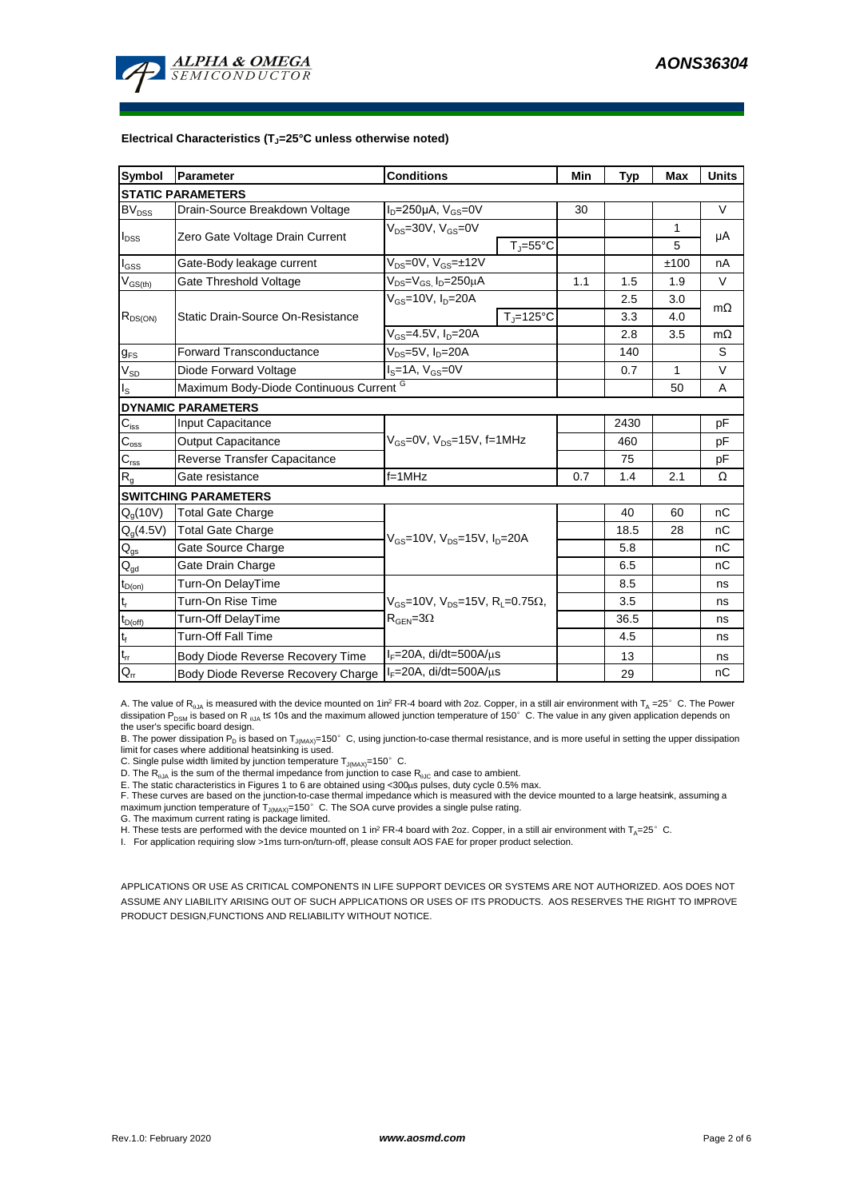**Electrical Characteristics ($T_J$=25°C unless otherwise noted)**

| Symbol | Parameter | Conditions | | Min | Typ | Max | Units |
|---|---|---|---|---|---|---|---|
| **STATIC PARAMETERS** | | | | | | | |
| $BV_{DSS}$ | Drain-Source Breakdown Voltage | $I_D$=250µA, $V_{GS}$=0V | | 30 | | | V |
| $I_{DSS}$ | Zero Gate Voltage Drain Current | $V_{DS}$=30V, $V_{GS}$=0V | | | | 1 | µA |
| | | | $T_J$=55°C | | | 5 | |
| $I_{GSS}$ | Gate-Body leakage current | $V_{DS}$=0V, $V_{GS}$=±12V | | | | ±100 | nA |
| $V_{GS(th)}$ | Gate Threshold Voltage | $V_{DS}$=$V_{GS}$, $I_D$=250µA | | 1.1 | 1.5 | 1.9 | V |
| $R_{DS(ON)}$ | Static Drain-Source On-Resistance | $V_{GS}$=10V, $I_D$=20A | | | 2.5 | 3.0 | mΩ |
| | | | $T_J$=125°C | | 3.3 | 4.0 | |
| | | $V_{GS}$=4.5V, $I_D$=20A | | | 2.8 | 3.5 | mΩ |
| $g_{FS}$ | Forward Transconductance | $V_{DS}$=5V, $I_D$=20A | | | 140 | | S |
| $V_{SD}$ | Diode Forward Voltage | $I_S$=1A, $V_{GS}$=0V | | | 0.7 | 1 | V |
| $I_S$ | Maximum Body-Diode Continuous Current [G] | | | | | 50 | A |
| **DYNAMIC PARAMETERS** | | | | | | | |
| $C_{iss}$ | Input Capacitance | $V_{GS}$=0V, $V_{DS}$=15V, f=1MHz | | | 2430 | | pF |
| $C_{oss}$ | Output Capacitance | | | | 460 | | pF |
| $C_{rss}$ | Reverse Transfer Capacitance | | | | 75 | | pF |
| $R_g$ | Gate resistance | f=1MHz | | 0.7 | 1.4 | 2.1 | Ω |
| **SWITCHING PARAMETERS** | | | | | | | |
| $Q_g$(10V) | Total Gate Charge | $V_{GS}$=10V, $V_{DS}$=15V, $I_D$=20A | | | 40 | 60 | nC |
| $Q_g$(4.5V) | Total Gate Charge | | | | 18.5 | 28 | nC |
| $Q_{gs}$ | Gate Source Charge | | | | 5.8 | | nC |
| $Q_{gd}$ | Gate Drain Charge | | | | 6.5 | | nC |
| $t_{D(on)}$ | Turn-On DelayTime | $V_{GS}$=10V, $V_{DS}$=15V, $R_L$=0.75Ω, $R_{GEN}$=3Ω | | | 8.5 | | ns |
| $t_r$ | Turn-On Rise Time | | | | 3.5 | | ns |
| $t_{D(off)}$ | Turn-Off DelayTime | | | | 36.5 | | ns |
| $t_f$ | Turn-Off Fall Time | | | | 4.5 | | ns |
| $t_{rr}$ | Body Diode Reverse Recovery Time | $I_F$=20A, di/dt=500A/µs | | | 13 | | ns |
| $Q_{rr}$ | Body Diode Reverse Recovery Charge | $I_F$=20A, di/dt=500A/µs | | | 29 | | nC |

A. The value of $R_{\theta JA}$ is measured with the device mounted on 1in² FR-4 board with 2oz. Copper, in a still air environment with $T_A$ =25°C. The Power dissipation $P_{DSM}$ is based on $R_{\theta JA}$ t≤ 10s and the maximum allowed junction temperature of 150°C. The value in any given application depends on the user's specific board design.

B. The power dissipation $P_D$ is based on $T_{J(MAX)}$=150°C, using junction-to-case thermal resistance, and is more useful in setting the upper dissipation limit for cases where additional heatsinking is used.

C. Single pulse width limited by junction temperature $T_{J(MAX)}$=150°C.

D. The $R_{\theta JA}$ is the sum of the thermal impedance from junction to case $R_{\theta JC}$ and case to ambient.

E. The static characteristics in Figures 1 to 6 are obtained using <300µs pulses, duty cycle 0.5% max.

F. These curves are based on the junction-to-case thermal impedance which is measured with the device mounted to a large heatsink, assuming a maximum junction temperature of $T_{J(MAX)}$=150°C. The SOA curve provides a single pulse rating.

G. The maximum current rating is package limited.

H. These tests are performed with the device mounted on 1 in² FR-4 board with 2oz. Copper, in a still air environment with $T_A$=25°C.

I. For application requiring slow >1ms turn-on/turn-off, please consult AOS FAE for proper product selection.

APPLICATIONS OR USE AS CRITICAL COMPONENTS IN LIFE SUPPORT DEVICES OR SYSTEMS ARE NOT AUTHORIZED. AOS DOES NOT ASSUME ANY LIABILITY ARISING OUT OF SUCH APPLICATIONS OR USES OF ITS PRODUCTS. AOS RESERVES THE RIGHT TO IMPROVE PRODUCT DESIGN,FUNCTIONS AND RELIABILITY WITHOUT NOTICE.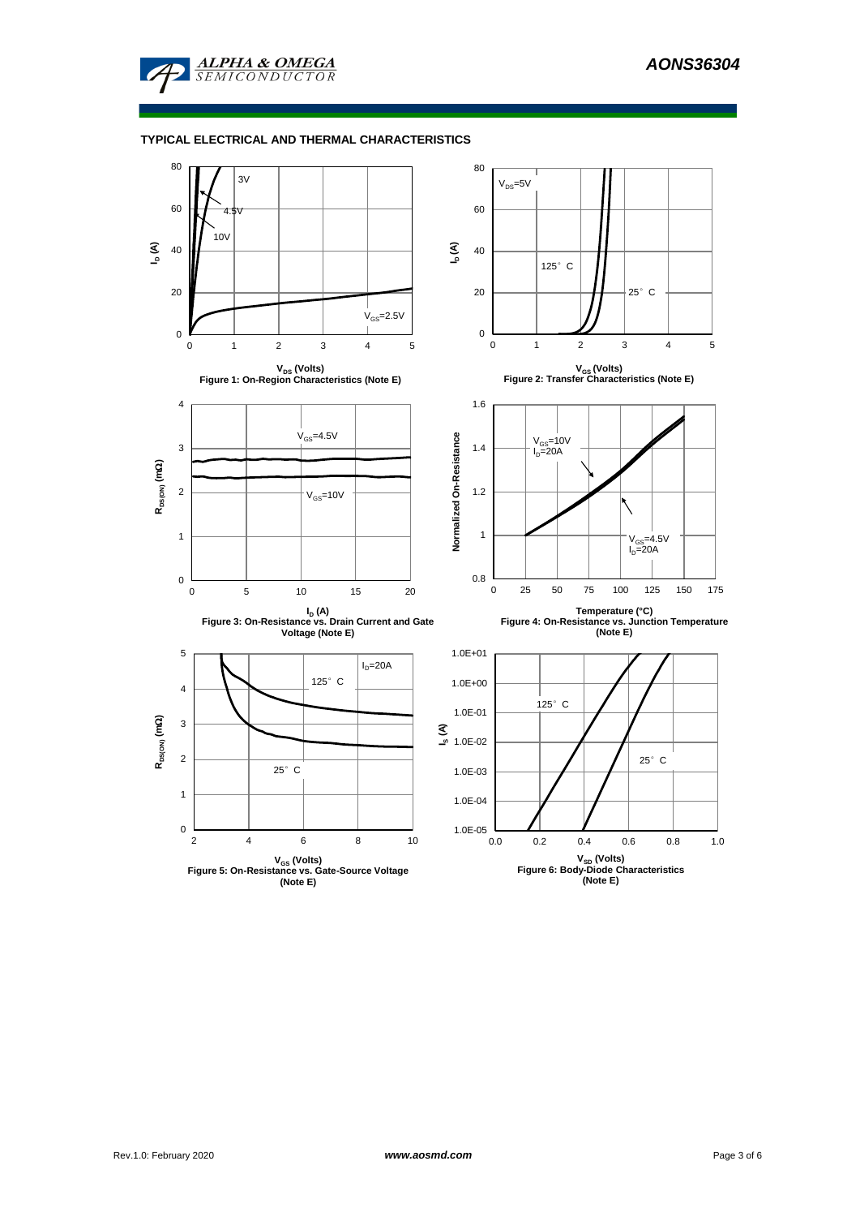## TYPICAL ELECTRICAL AND THERMAL CHARACTERISTICS

Figure 1: On-Region Characteristics (Note E)

Figure 2: Transfer Characteristics (Note E)

Figure 3: On-Resistance vs. Drain Current and Gate Voltage (Note E)

Figure 4: On-Resistance vs. Junction Temperature (Note E)

Figure 5: On-Resistance vs. Gate-Source Voltage (Note E)

Figure 6: Body-Diode Characteristics (Note E)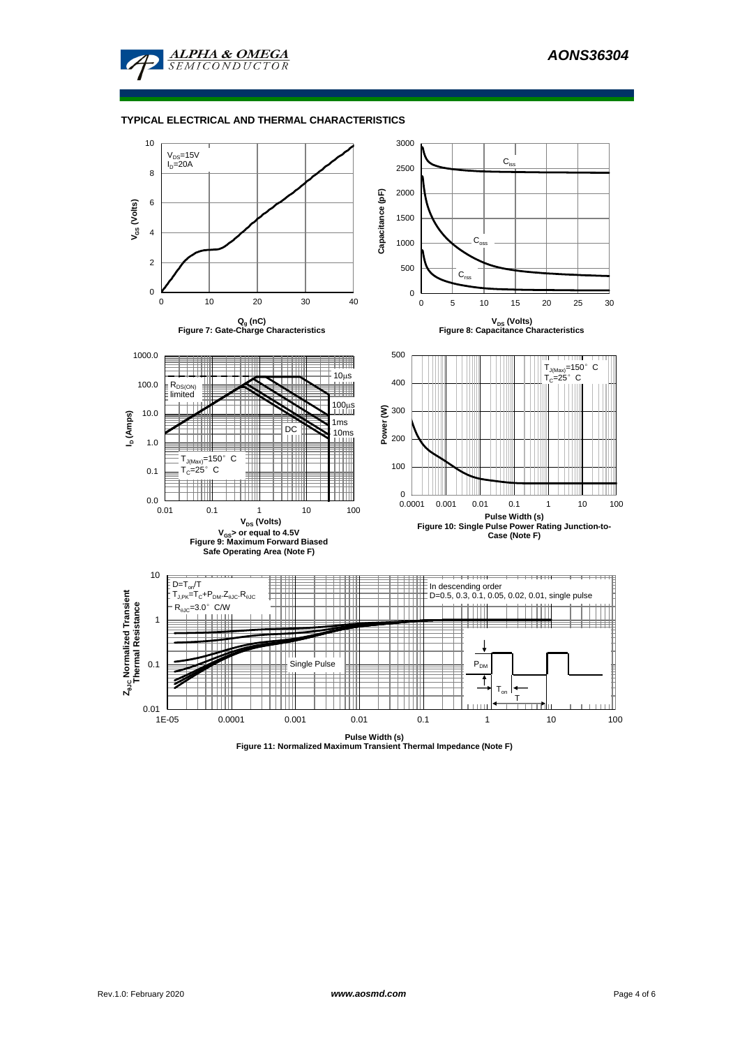## TYPICAL ELECTRICAL AND THERMAL CHARACTERISTICS

$V_{DS}$=15V
$I_D$=20A

$V_{GS}$ (Volts)

$Q_g$ (nC)

Figure 7: Gate-Charge Characteristics

Capacitance (pF)

$C_{iss}$

$C_{oss}$

$C_{rss}$

$V_{DS}$ (Volts)

Figure 8: Capacitance Characteristics

$I_D$ (Amps)

$R_{DS(ON)}$ limited

10µs

100µs

1ms

10ms

DC

$T_{J(Max)}$=150° C
$T_C$=25° C

$V_{DS}$ (Volts)

$V_{GS}$> or equal to 4.5V

Figure 9: Maximum Forward Biased Safe Operating Area (Note F)

Power (W)

$T_{J(Max)}$=150° C
$T_C$=25° C

Pulse Width (s)

Figure 10: Single Pulse Power Rating Junction-to-Case (Note F)

$Z_{\theta JC}$ Normalized Transient Thermal Resistance

$D=T_{on}/T$
$T_{J,PK}=T_C+P_{DM}.Z_{\theta JC}.R_{\theta JC}$
$R_{\theta JC}$=3.0° C/W

In descending order
D=0.5, 0.3, 0.1, 0.05, 0.02, 0.01, single pulse

Single Pulse

$P_{DM}$

$T_{on}$

T

Pulse Width (s)

Figure 11: Normalized Maximum Transient Thermal Impedance (Note F)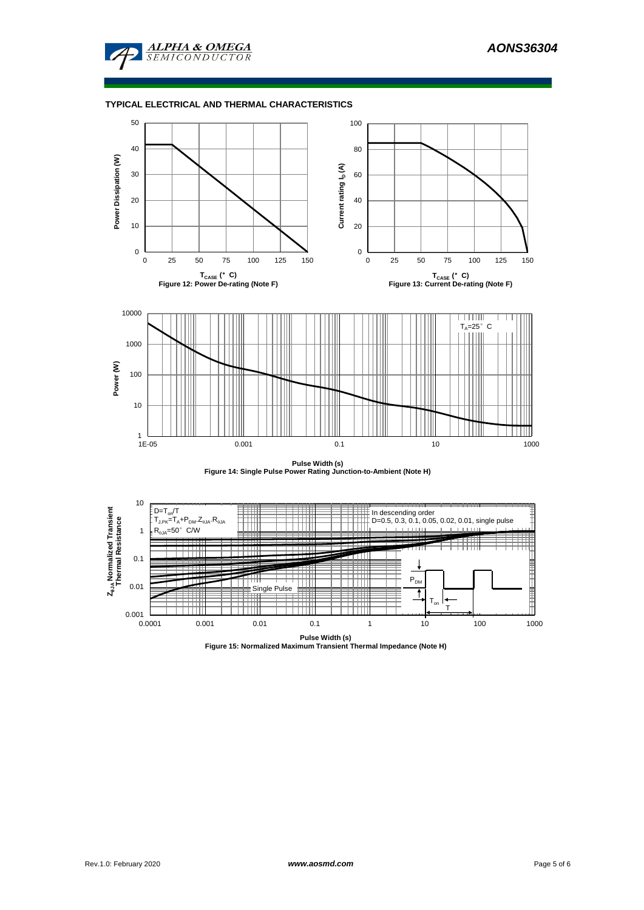## TYPICAL ELECTRICAL AND THERMAL CHARACTERISTICS

Power Dissipation (W)

$T_{CASE}$ (°C)

**Figure 12: Power De-rating (Note F)**

Current rating $I_D$ (A)

$T_{CASE}$ (°C)

**Figure 13: Current De-rating (Note F)**

$T_A$=25°C

Power (W)

Pulse Width (s)

**Figure 14: Single Pulse Power Rating Junction-to-Ambient (Note H)**

$D=T_{on}/T$

$T_{J,PK}=T_A+P_{DM}.Z_{\theta JA}.R_{\theta JA}$

$R_{\theta JA}$=50°C/W

In descending order

D=0.5, 0.3, 0.1, 0.05, 0.02, 0.01, single pulse

Single Pulse

$P_{DM}$

$T_{on}$

T

$Z_{\theta JA}$ Normalized Transient Thermal Resistance

Pulse Width (s)

**Figure 15: Normalized Maximum Transient Thermal Impedance (Note H)**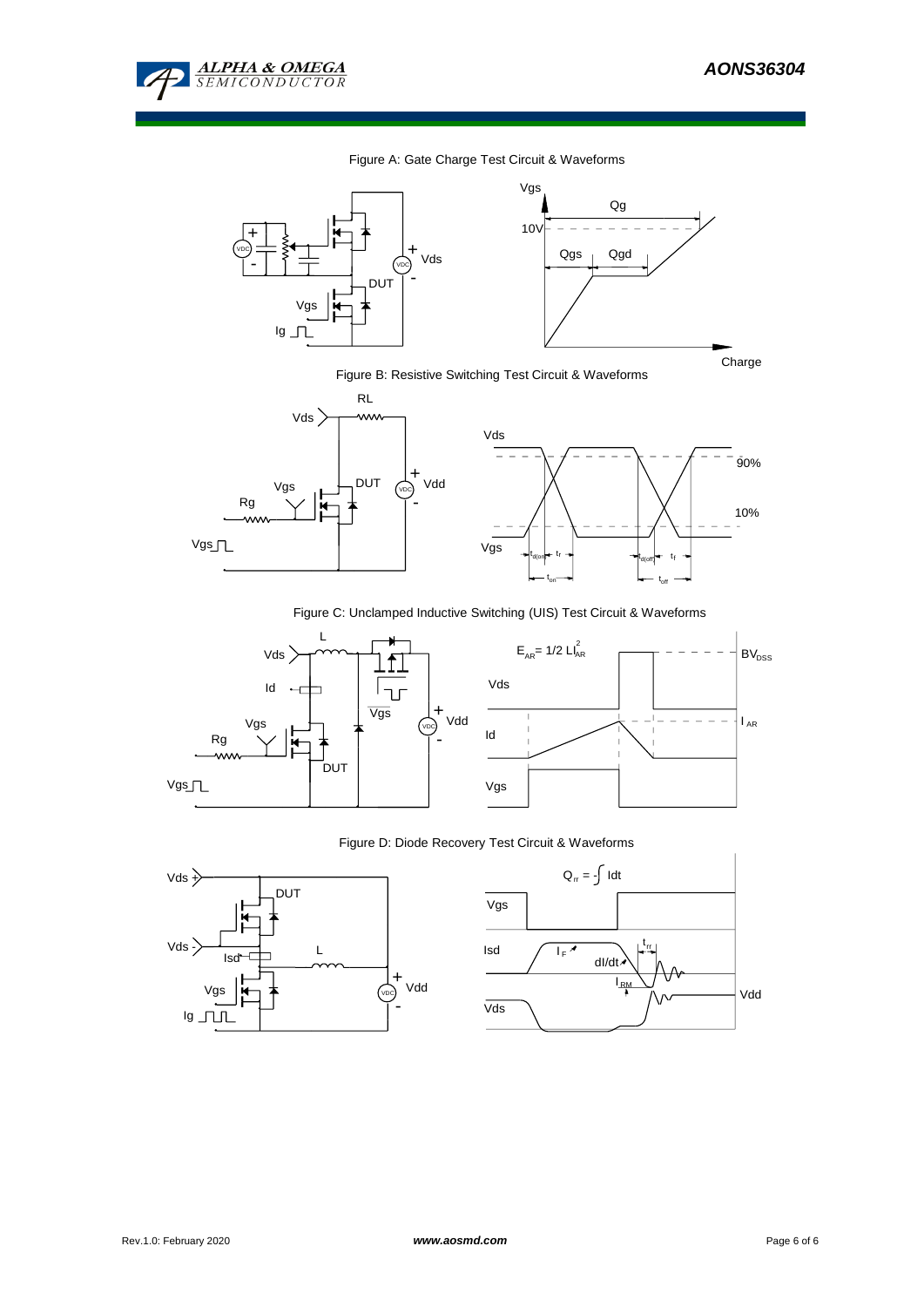Figure A: Gate Charge Test Circuit & Waveforms

VDC
Vds
DUT
Vgs
Ig
Vgs
Qg
10V
Qgs
Qgd
Charge

Figure B: Resistive Switching Test Circuit & Waveforms

RL
Vds
DUT
Vgs
Rg
Vgs
Vdd
VDC
Vds
90%
10%
Vgs
$t_{d(on)}$
$t_r$
$t_{on}$
$t_{d(off)}$
$t_f$
$t_{off}$

Figure C: Unclamped Inductive Switching (UIS) Test Circuit & Waveforms

L
Vds
Id
Vgs
Rg
Vgs
DUT
Vgs
Vdd
VDC
$E_{AR} = 1/2\ LI_{AR}^2$
$BV_{DSS}$
Vds
Id
$I_{AR}$
Vgs

Figure D: Diode Recovery Test Circuit & Waveforms

Vds +
DUT
Vds -
Isd
L
Vgs
Ig
Vdd
VDC
$Q_{rr} = -\int Idt$
Vgs
Isd
$I_F$
dI/dt
$t_{rr}$
$I_{RM}$
Vds
Vdd